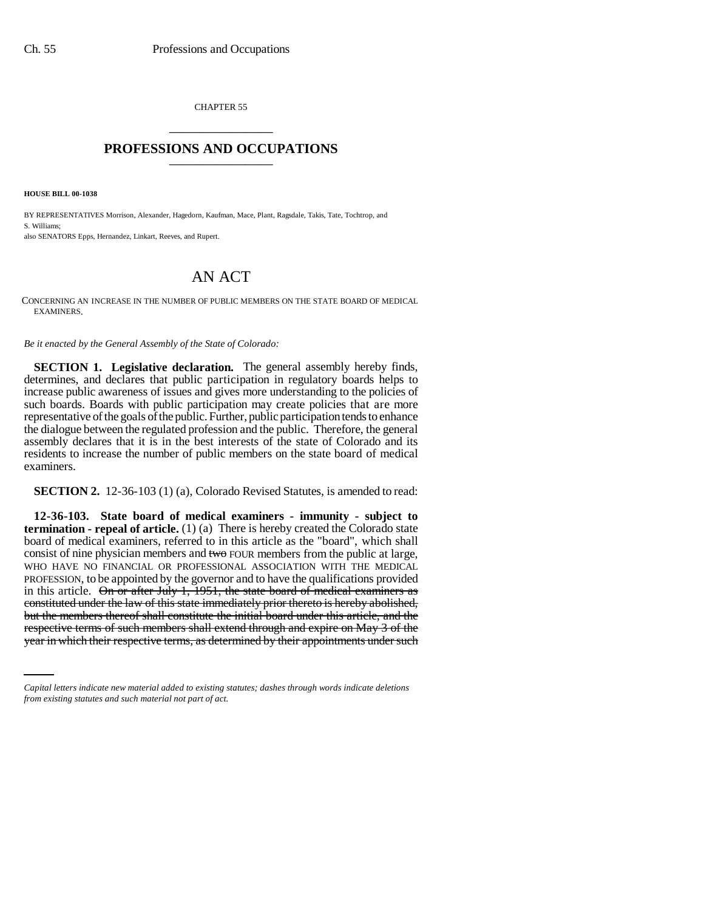CHAPTER 55

# PROFESSIONS AND OCCUPATIONS

**HOUSE BILL 00-1038**

BY REPRESENTATIVES Morrison, Alexander, Hagedorn, Kaufman, Mace, Plant, Ragsdale, Takis, Tate, Tochtrop, and S. Williams;
also SENATORS Epps, Hernandez, Linkart, Reeves, and Rupert.

# AN ACT

CONCERNING AN INCREASE IN THE NUMBER OF PUBLIC MEMBERS ON THE STATE BOARD OF MEDICAL EXAMINERS.

*Be it enacted by the General Assembly of the State of Colorado:*

**SECTION 1. Legislative declaration.** The general assembly hereby finds, determines, and declares that public participation in regulatory boards helps to increase public awareness of issues and gives more understanding to the policies of such boards. Boards with public participation may create policies that are more representative of the goals of the public. Further, public participation tends to enhance the dialogue between the regulated profession and the public. Therefore, the general assembly declares that it is in the best interests of the state of Colorado and its residents to increase the number of public members on the state board of medical examiners.

**SECTION 2.** 12-36-103 (1) (a), Colorado Revised Statutes, is amended to read:

**12-36-103. State board of medical examiners - immunity - subject to termination - repeal of article.** (1) (a) There is hereby created the Colorado state board of medical examiners, referred to in this article as the "board", which shall consist of nine physician members and ~~two~~ FOUR members from the public at large, WHO HAVE NO FINANCIAL OR PROFESSIONAL ASSOCIATION WITH THE MEDICAL PROFESSION, to be appointed by the governor and to have the qualifications provided in this article. ~~On or after July 1, 1951, the state board of medical examiners as constituted under the law of this state immediately prior thereto is hereby abolished, but the members thereof shall constitute the initial board under this article, and the respective terms of such members shall extend through and expire on May 3 of the year in which their respective terms, as determined by their appointments under such~~

*Capital letters indicate new material added to existing statutes; dashes through words indicate deletions from existing statutes and such material not part of act.*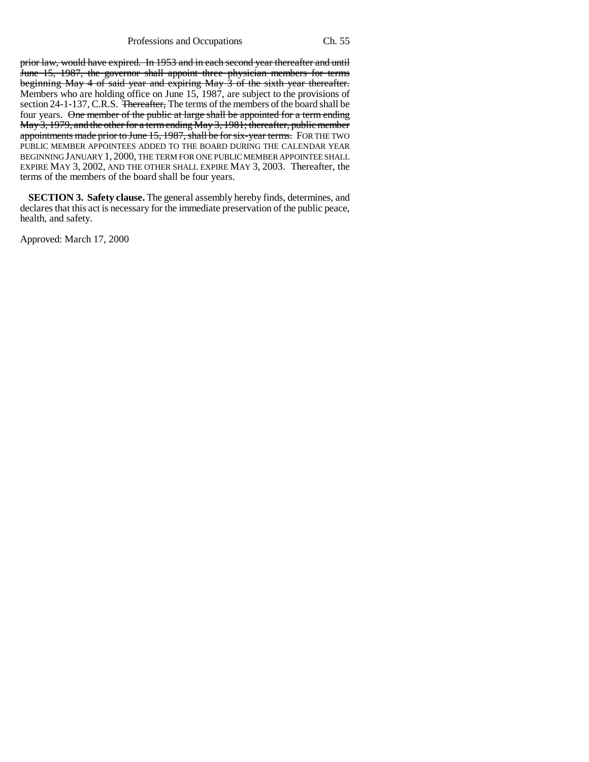~~prior law, would have expired. In 1953 and in each second year thereafter and until June 15, 1987, the governor shall appoint three physician members for terms beginning May 4 of said year and expiring May 3 of the sixth year thereafter.~~ Members who are holding office on June 15, 1987, are subject to the provisions of section 24-1-137, C.R.S. ~~Thereafter,~~ The terms of the members of the board shall be four years. ~~One member of the public at large shall be appointed for a term ending May 3, 1979, and the other for a term ending May 3, 1981; thereafter, public member appointments made prior to June 15, 1987, shall be for six-year terms.~~ FOR THE TWO PUBLIC MEMBER APPOINTEES ADDED TO THE BOARD DURING THE CALENDAR YEAR BEGINNING JANUARY 1, 2000, THE TERM FOR ONE PUBLIC MEMBER APPOINTEE SHALL EXPIRE MAY 3, 2002, AND THE OTHER SHALL EXPIRE MAY 3, 2003. Thereafter, the terms of the members of the board shall be four years.

**SECTION 3. Safety clause.** The general assembly hereby finds, determines, and declares that this act is necessary for the immediate preservation of the public peace, health, and safety.

Approved: March 17, 2000